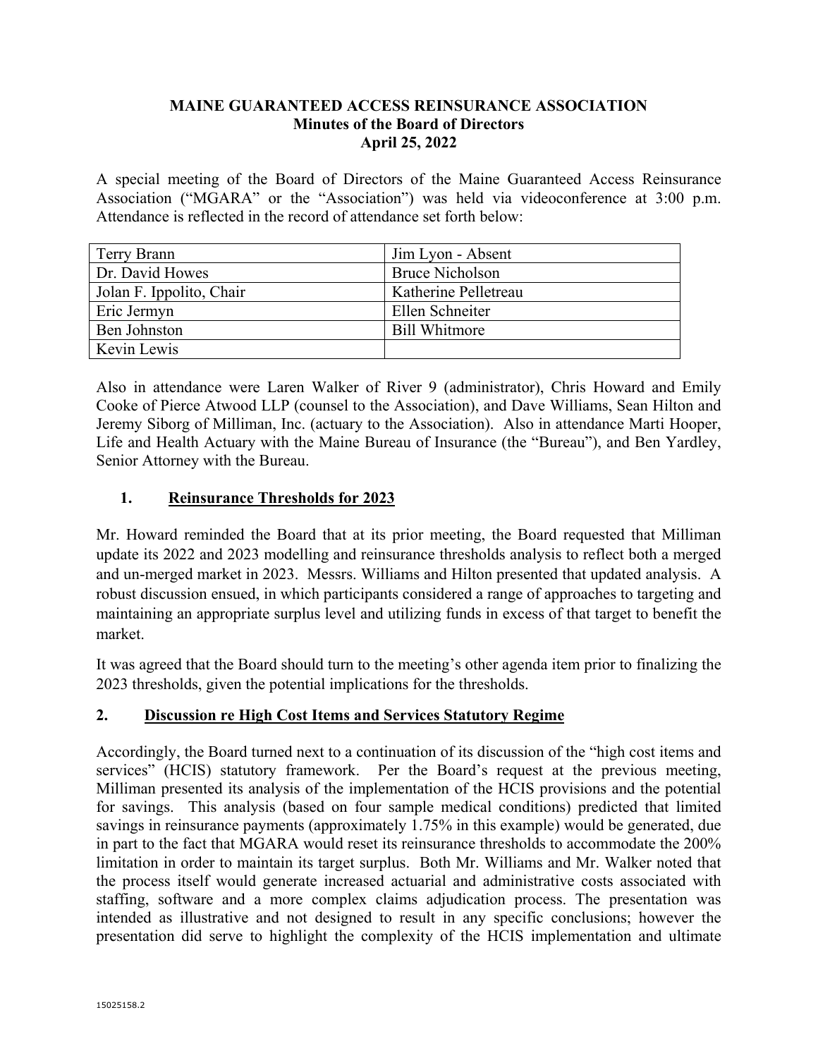# MAINE GUARANTEED ACCESS REINSURANCE ASSOCIATION
## Minutes of the Board of Directors
## April 25, 2022

A special meeting of the Board of Directors of the Maine Guaranteed Access Reinsurance Association ("MGARA" or the "Association") was held via videoconference at 3:00 p.m. Attendance is reflected in the record of attendance set forth below:

| | |
|---|---|
| Terry Brann | Jim Lyon - Absent |
| Dr. David Howes | Bruce Nicholson |
| Jolan F. Ippolito, Chair | Katherine Pelletreau |
| Eric Jermyn | Ellen Schneiter |
| Ben Johnston | Bill Whitmore |
| Kevin Lewis | |

Also in attendance were Laren Walker of River 9 (administrator), Chris Howard and Emily Cooke of Pierce Atwood LLP (counsel to the Association), and Dave Williams, Sean Hilton and Jeremy Siborg of Milliman, Inc. (actuary to the Association). Also in attendance Marti Hooper, Life and Health Actuary with the Maine Bureau of Insurance (the "Bureau"), and Ben Yardley, Senior Attorney with the Bureau.

### 1. Reinsurance Thresholds for 2023

Mr. Howard reminded the Board that at its prior meeting, the Board requested that Milliman update its 2022 and 2023 modelling and reinsurance thresholds analysis to reflect both a merged and un-merged market in 2023. Messrs. Williams and Hilton presented that updated analysis. A robust discussion ensued, in which participants considered a range of approaches to targeting and maintaining an appropriate surplus level and utilizing funds in excess of that target to benefit the market.

It was agreed that the Board should turn to the meeting's other agenda item prior to finalizing the 2023 thresholds, given the potential implications for the thresholds.

### 2. Discussion re High Cost Items and Services Statutory Regime

Accordingly, the Board turned next to a continuation of its discussion of the "high cost items and services" (HCIS) statutory framework. Per the Board's request at the previous meeting, Milliman presented its analysis of the implementation of the HCIS provisions and the potential for savings. This analysis (based on four sample medical conditions) predicted that limited savings in reinsurance payments (approximately 1.75% in this example) would be generated, due in part to the fact that MGARA would reset its reinsurance thresholds to accommodate the 200% limitation in order to maintain its target surplus. Both Mr. Williams and Mr. Walker noted that the process itself would generate increased actuarial and administrative costs associated with staffing, software and a more complex claims adjudication process. The presentation was intended as illustrative and not designed to result in any specific conclusions; however the presentation did serve to highlight the complexity of the HCIS implementation and ultimate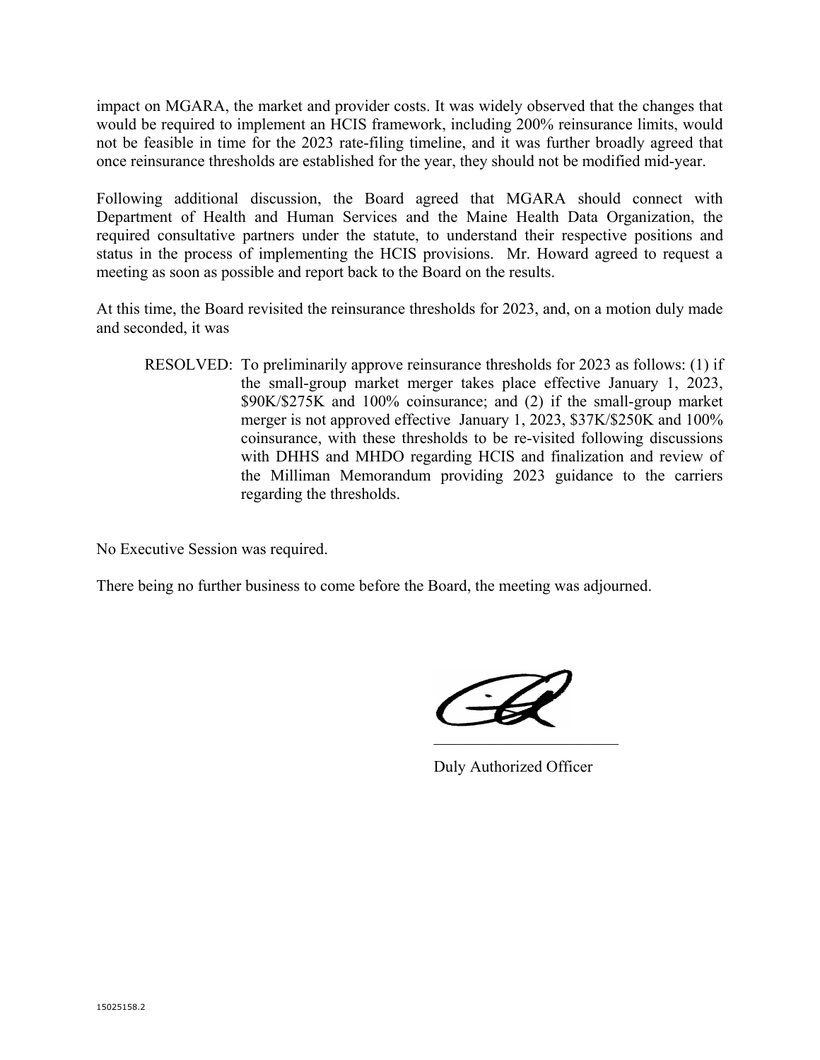impact on MGARA, the market and provider costs. It was widely observed that the changes that would be required to implement an HCIS framework, including 200% reinsurance limits, would not be feasible in time for the 2023 rate-filing timeline, and it was further broadly agreed that once reinsurance thresholds are established for the year, they should not be modified mid-year.

Following additional discussion, the Board agreed that MGARA should connect with Department of Health and Human Services and the Maine Health Data Organization, the required consultative partners under the statute, to understand their respective positions and status in the process of implementing the HCIS provisions. Mr. Howard agreed to request a meeting as soon as possible and report back to the Board on the results.

At this time, the Board revisited the reinsurance thresholds for 2023, and, on a motion duly made and seconded, it was

> RESOLVED: To preliminarily approve reinsurance thresholds for 2023 as follows: (1) if the small-group market merger takes place effective January 1, 2023, $90K/$275K and 100% coinsurance; and (2) if the small-group market merger is not approved effective January 1, 2023, $37K/$250K and 100% coinsurance, with these thresholds to be re-visited following discussions with DHHS and MHDO regarding HCIS and finalization and review of the Milliman Memorandum providing 2023 guidance to the carriers regarding the thresholds.

No Executive Session was required.

There being no further business to come before the Board, the meeting was adjourned.

\_\_\_\_\_\_\_\_\_\_\_\_\_\_\_\_\_\_\_\_\_\_\_\_

Duly Authorized Officer

15025158.2